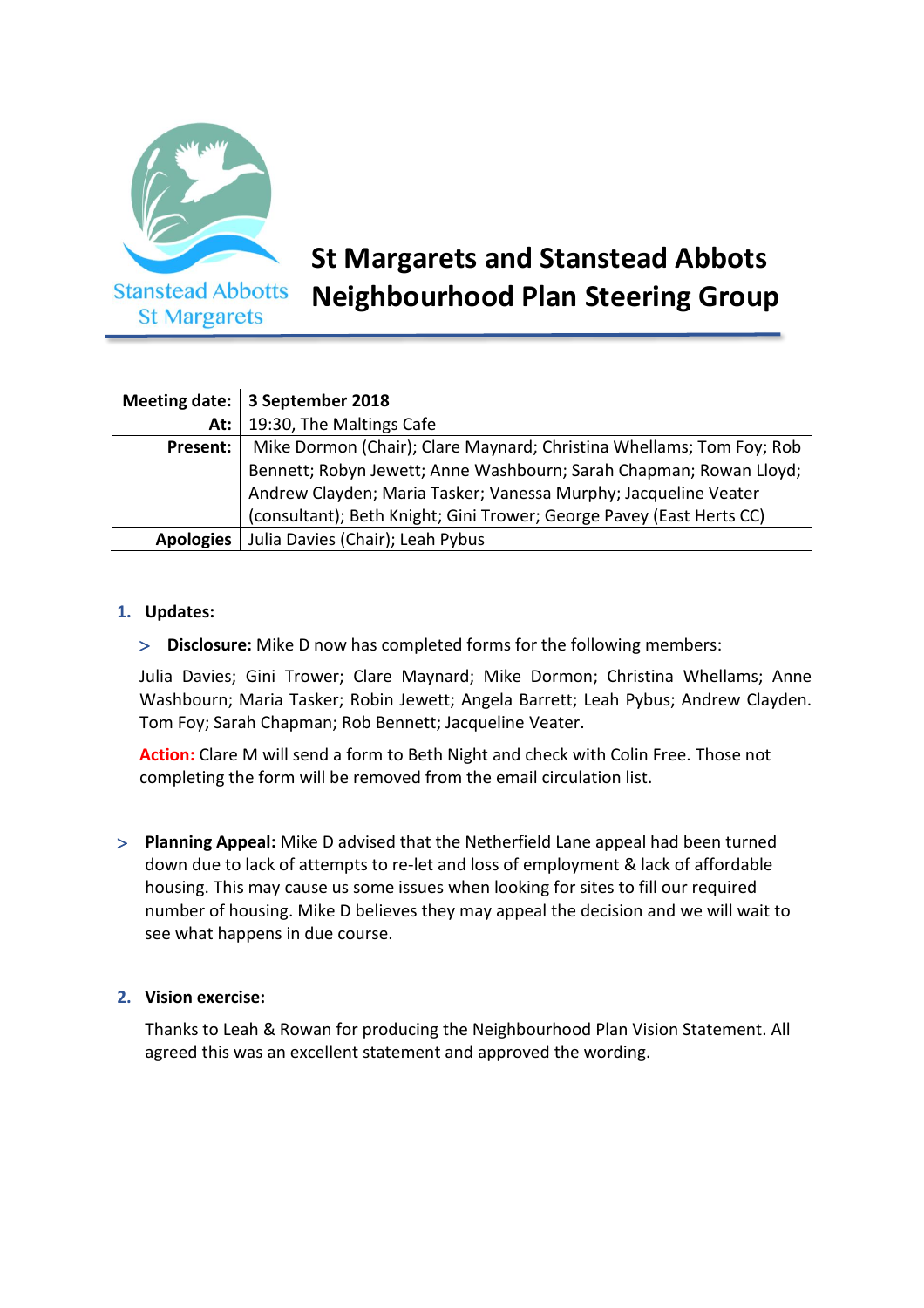# St Margarets and Stanstead Abbots Neighbourhood Plan Steering Group

| Meeting date: | 3 September 2018 |
|---:|---|
| At: | 19:30, The Maltings Cafe |
| Present: | Mike Dormon (Chair); Clare Maynard; Christina Whellams; Tom Foy; Rob Bennett; Robyn Jewett; Anne Washbourn; Sarah Chapman; Rowan Lloyd; Andrew Clayden; Maria Tasker; Vanessa Murphy; Jacqueline Veater (consultant); Beth Knight; Gini Trower; George Pavey (East Herts CC) |
| Apologies | Julia Davies (Chair); Leah Pybus |

1. **Updates:**

> **Disclosure:** Mike D now has completed forms for the following members:

Julia Davies; Gini Trower; Clare Maynard; Mike Dormon; Christina Whellams; Anne Washbourn; Maria Tasker; Robin Jewett; Angela Barrett; Leah Pybus; Andrew Clayden. Tom Foy; Sarah Chapman; Rob Bennett; Jacqueline Veater.

**Action:** Clare M will send a form to Beth Night and check with Colin Free. Those not completing the form will be removed from the email circulation list.

> **Planning Appeal:** Mike D advised that the Netherfield Lane appeal had been turned down due to lack of attempts to re-let and loss of employment & lack of affordable housing. This may cause us some issues when looking for sites to fill our required number of housing. Mike D believes they may appeal the decision and we will wait to see what happens in due course.

2. **Vision exercise:**

Thanks to Leah & Rowan for producing the Neighbourhood Plan Vision Statement. All agreed this was an excellent statement and approved the wording.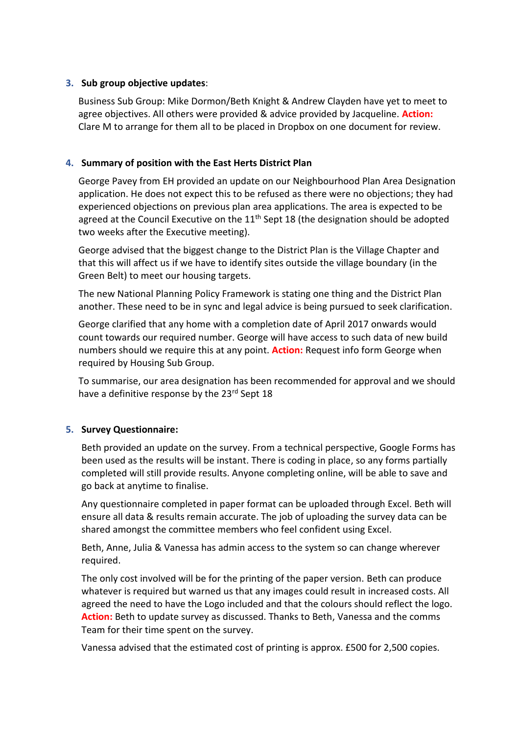3. **Sub group objective updates**:

   Business Sub Group: Mike Dormon/Beth Knight & Andrew Clayden have yet to meet to agree objectives. All others were provided & advice provided by Jacqueline. **Action:** Clare M to arrange for them all to be placed in Dropbox on one document for review.

4. **Summary of position with the East Herts District Plan**

   George Pavey from EH provided an update on our Neighbourhood Plan Area Designation application. He does not expect this to be refused as there were no objections; they had experienced objections on previous plan area applications. The area is expected to be agreed at the Council Executive on the 11th Sept 18 (the designation should be adopted two weeks after the Executive meeting).

   George advised that the biggest change to the District Plan is the Village Chapter and that this will affect us if we have to identify sites outside the village boundary (in the Green Belt) to meet our housing targets.

   The new National Planning Policy Framework is stating one thing and the District Plan another. These need to be in sync and legal advice is being pursued to seek clarification.

   George clarified that any home with a completion date of April 2017 onwards would count towards our required number. George will have access to such data of new build numbers should we require this at any point. **Action:** Request info form George when required by Housing Sub Group.

   To summarise, our area designation has been recommended for approval and we should have a definitive response by the 23rd Sept 18

5. **Survey Questionnaire:**

   Beth provided an update on the survey. From a technical perspective, Google Forms has been used as the results will be instant. There is coding in place, so any forms partially completed will still provide results. Anyone completing online, will be able to save and go back at anytime to finalise.

   Any questionnaire completed in paper format can be uploaded through Excel. Beth will ensure all data & results remain accurate. The job of uploading the survey data can be shared amongst the committee members who feel confident using Excel.

   Beth, Anne, Julia & Vanessa has admin access to the system so can change wherever required.

   The only cost involved will be for the printing of the paper version. Beth can produce whatever is required but warned us that any images could result in increased costs. All agreed the need to have the Logo included and that the colours should reflect the logo. **Action:** Beth to update survey as discussed. Thanks to Beth, Vanessa and the comms Team for their time spent on the survey.

   Vanessa advised that the estimated cost of printing is approx. £500 for 2,500 copies.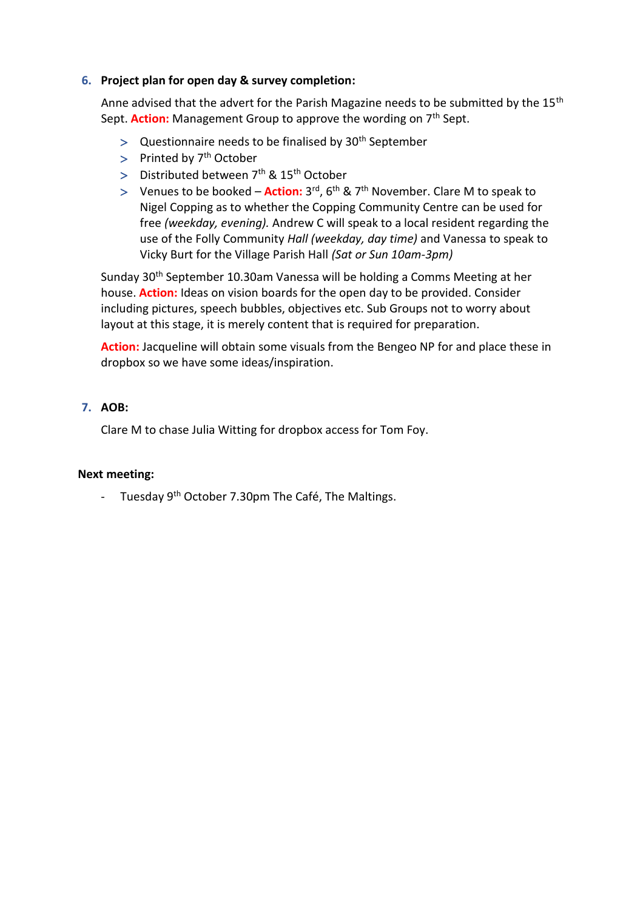6. **Project plan for open day & survey completion:**

   Anne advised that the advert for the Parish Magazine needs to be submitted by the 15th Sept. **Action:** Management Group to approve the wording on 7th Sept.

   - Questionnaire needs to be finalised by 30th September
   - Printed by 7th October
   - Distributed between 7th & 15th October
   - Venues to be booked – **Action:** 3rd, 6th & 7th November. Clare M to speak to Nigel Copping as to whether the Copping Community Centre can be used for free *(weekday, evening)*. Andrew C will speak to a local resident regarding the use of the Folly Community *Hall (weekday, day time)* and Vanessa to speak to Vicky Burt for the Village Parish Hall *(Sat or Sun 10am-3pm)*

   Sunday 30th September 10.30am Vanessa will be holding a Comms Meeting at her house. **Action:** Ideas on vision boards for the open day to be provided. Consider including pictures, speech bubbles, objectives etc. Sub Groups not to worry about layout at this stage, it is merely content that is required for preparation.

   **Action:** Jacqueline will obtain some visuals from the Bengeo NP for and place these in dropbox so we have some ideas/inspiration.

7. **AOB:**

   Clare M to chase Julia Witting for dropbox access for Tom Foy.

**Next meeting:**

- Tuesday 9th October 7.30pm The Café, The Maltings.